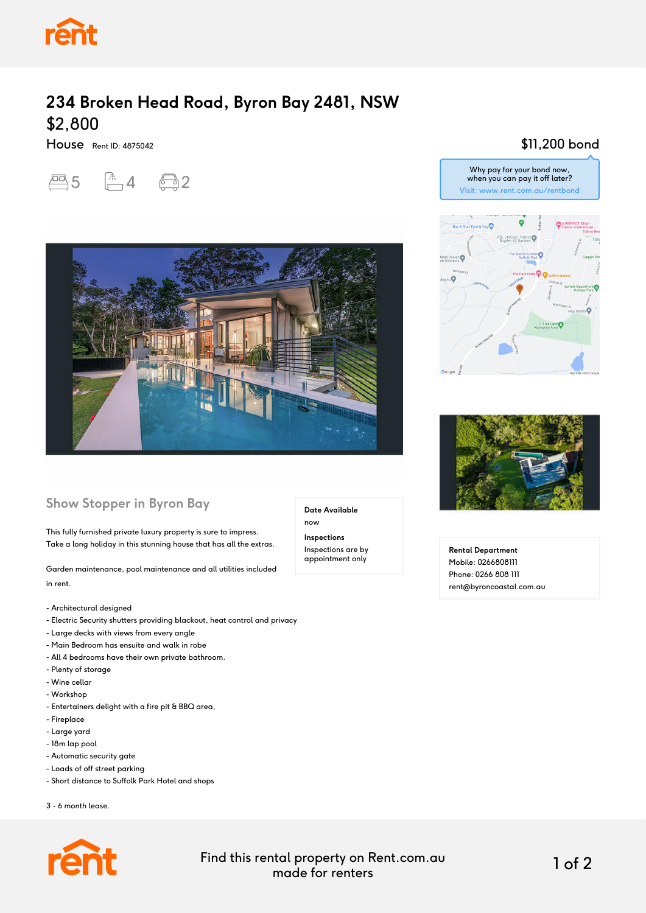# 234 Broken Head Road, Byron Bay 2481, NSW

## $2,800

House Rent ID: 4875042

5 bedrooms, 4 bathrooms, 2 car spaces

**$11,200 bond**

Why pay for your bond now, when you can pay it off later?
Visit: www.rent.com.au/rentbond

## Show Stopper in Byron Bay

This fully furnished private luxury property is sure to impress.
Take a long holiday in this stunning house that has all the extras.

Garden maintenance, pool maintenance and all utilities included in rent.

- Architectural designed
- Electric Security shutters providing blackout, heat control and privacy
- Large decks with views from every angle
- Main Bedroom has ensuite and walk in robe
- All 4 bedrooms have their own private bathroom.
- Plenty of storage
- Wine cellar
- Workshop
- Entertainers delight with a fire pit & BBQ area,
- Fireplace
- Large yard
- 18m lap pool
- Automatic security gate
- Loads of off street parking
- Short distance to Suffolk Park Hotel and shops

3 - 6 month lease.

**Date Available**
now

**Inspections**
Inspections are by appointment only

**Rental Department**
Mobile: 0266808111
Phone: 0266 808 111
rent@byroncoastal.com.au

Find this rental property on Rent.com.au
made for renters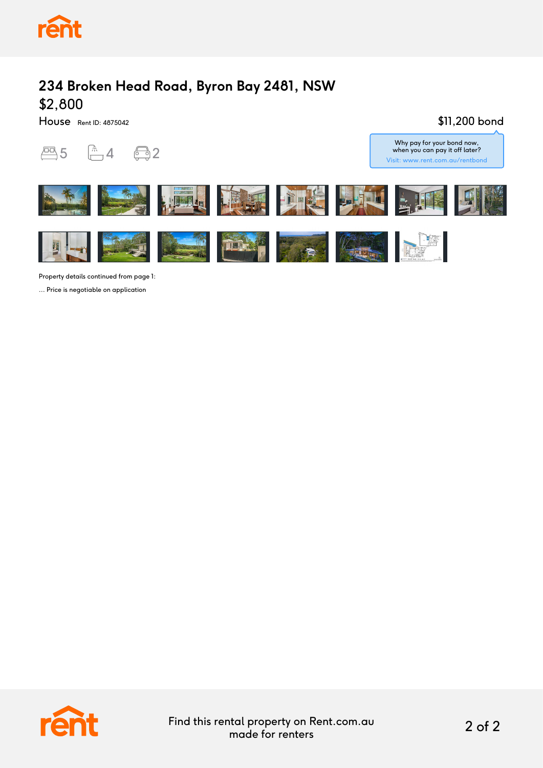# 234 Broken Head Road, Byron Bay 2481, NSW

$2,800

House Rent ID: 4875042

$11,200 bond

Why pay for your bond now, when you can pay it off later?
Visit: www.rent.com.au/rentbond

5 4 2

Property details continued from page 1:

... Price is negotiable on application

Find this rental property on Rent.com.au made for renters